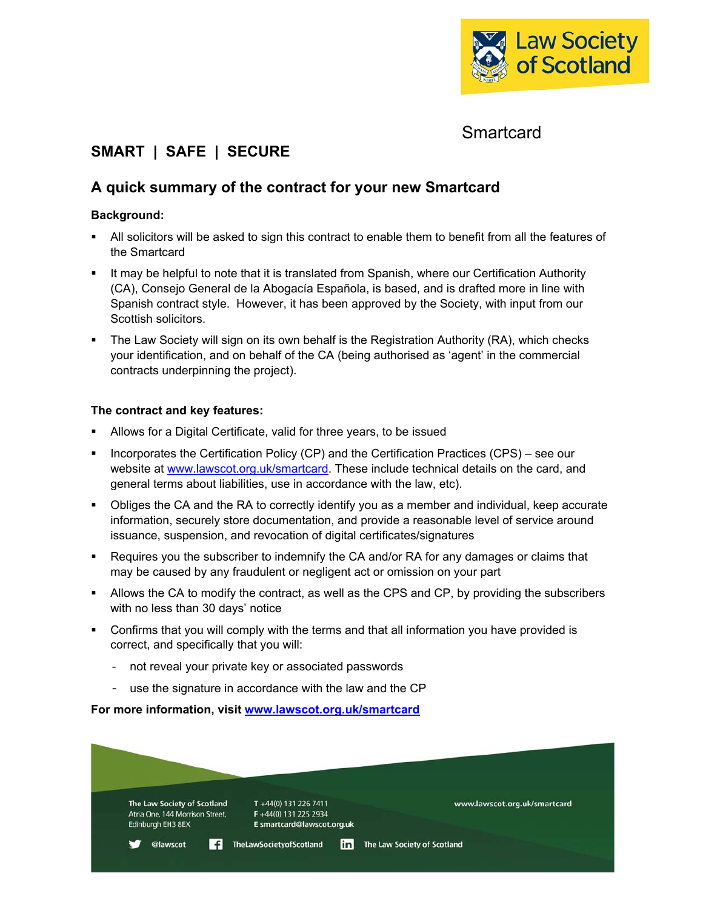Smartcard

**SMART | SAFE | SECURE**

## A quick summary of the contract for your new Smartcard

**Background:**

- All solicitors will be asked to sign this contract to enable them to benefit from all the features of the Smartcard
- It may be helpful to note that it is translated from Spanish, where our Certification Authority (CA), Consejo General de la Abogacía Española, is based, and is drafted more in line with Spanish contract style. However, it has been approved by the Society, with input from our Scottish solicitors.
- The Law Society will sign on its own behalf is the Registration Authority (RA), which checks your identification, and on behalf of the CA (being authorised as 'agent' in the commercial contracts underpinning the project).

**The contract and key features:**

- Allows for a Digital Certificate, valid for three years, to be issued
- Incorporates the Certification Policy (CP) and the Certification Practices (CPS) – see our website at www.lawscot.org.uk/smartcard. These include technical details on the card, and general terms about liabilities, use in accordance with the law, etc).
- Obliges the CA and the RA to correctly identify you as a member and individual, keep accurate information, securely store documentation, and provide a reasonable level of service around issuance, suspension, and revocation of digital certificates/signatures
- Requires you the subscriber to indemnify the CA and/or RA for any damages or claims that may be caused by any fraudulent or negligent act or omission on your part
- Allows the CA to modify the contract, as well as the CPS and CP, by providing the subscribers with no less than 30 days' notice
- Confirms that you will comply with the terms and that all information you have provided is correct, and specifically that you will:
  - not reveal your private key or associated passwords
  - use the signature in accordance with the law and the CP

**For more information, visit www.lawscot.org.uk/smartcard**

The Law Society of Scotland
Atria One, 144 Morrison Street,
Edinburgh EH3 8EX

T +44(0) 131 226 7411
F +44(0) 131 225 2934
E smartcard@lawscot.org.uk

www.lawscot.org.uk/smartcard

@lawscot | TheLawSocietyofScotland | The Law Society of Scotland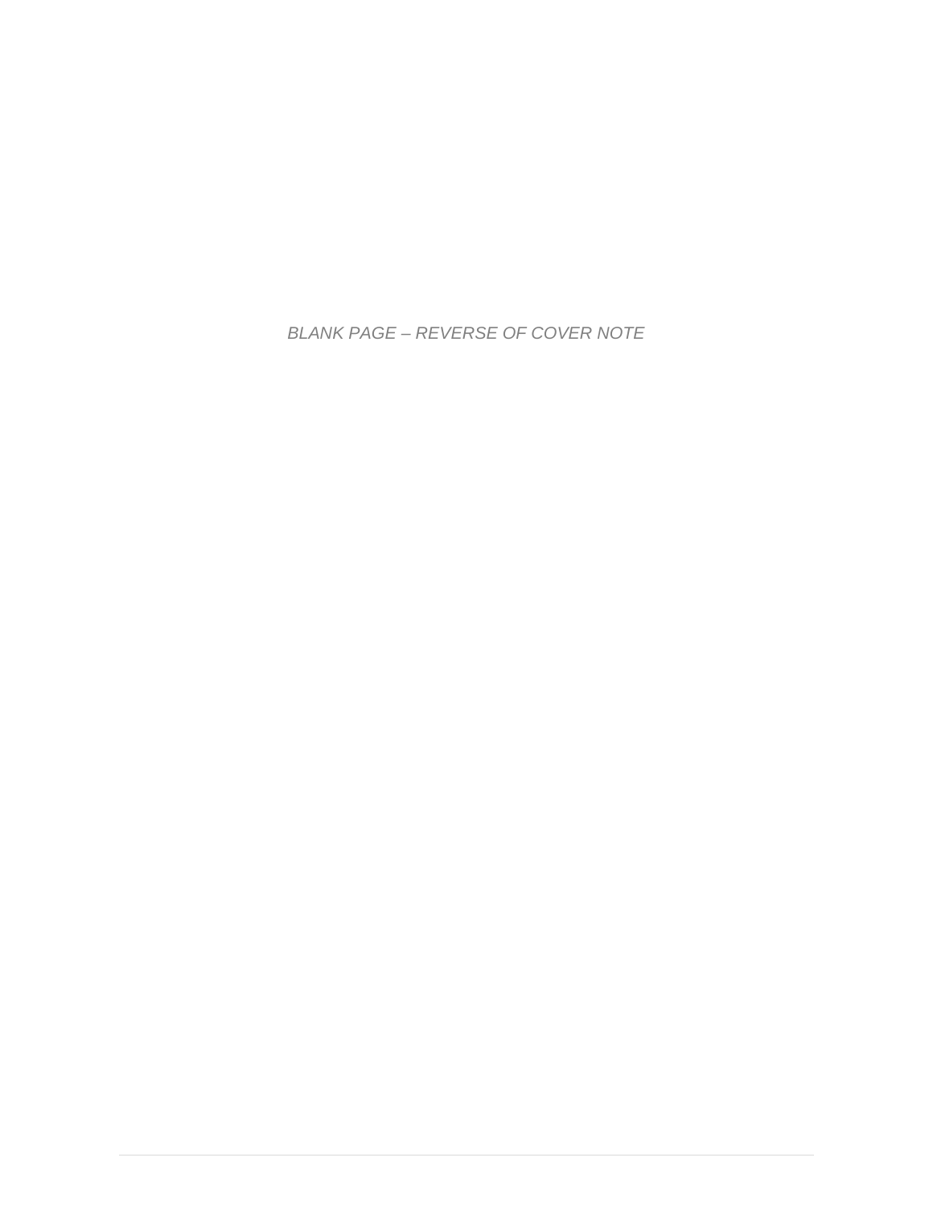*BLANK PAGE – REVERSE OF COVER NOTE*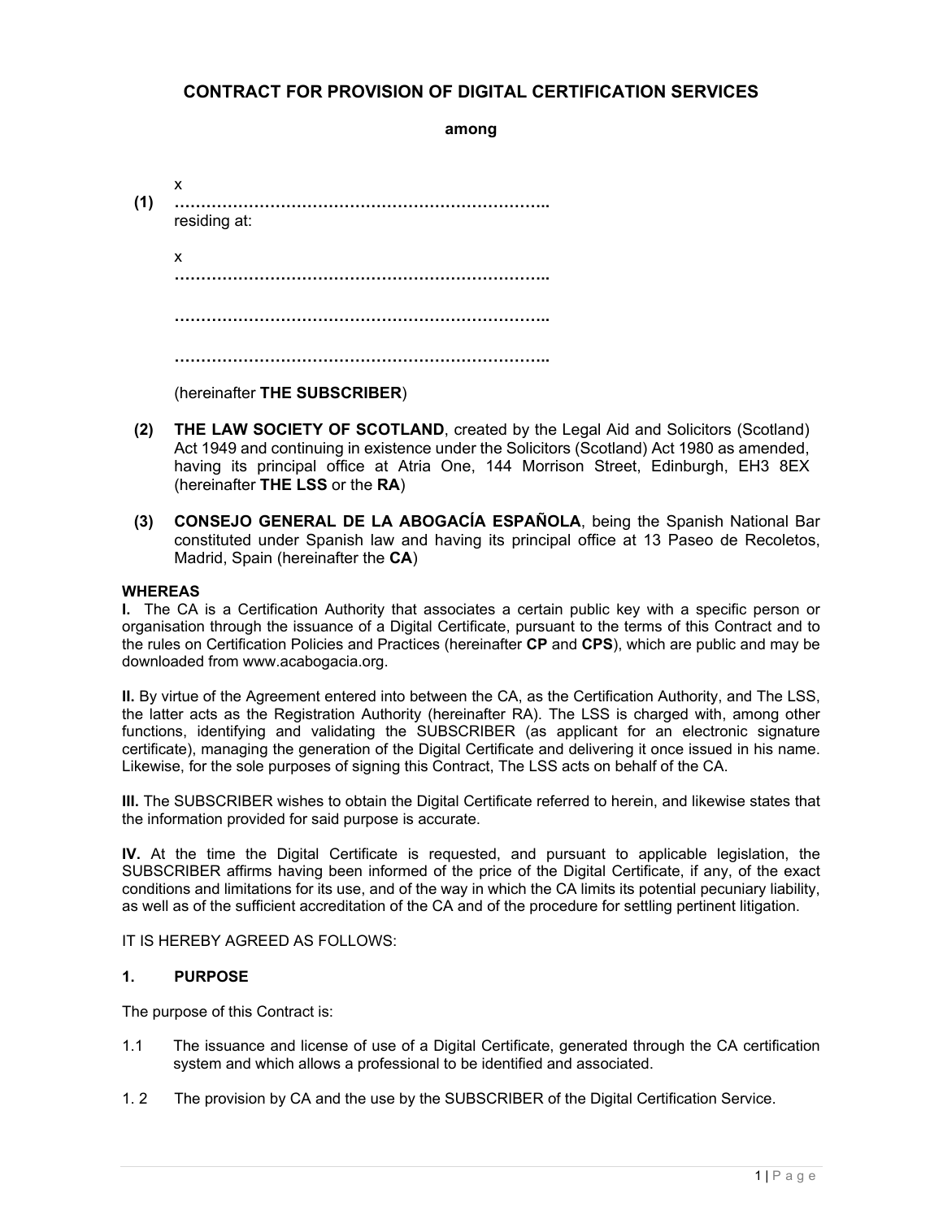# CONTRACT FOR PROVISION OF DIGITAL CERTIFICATION SERVICES

**among**

**(1)** x
**……………………………………………………………..**
residing at:

x
**……………………………………………………………..**

**……………………………………………………………..**

**……………………………………………………………..**

(hereinafter **THE SUBSCRIBER**)

**(2)** **THE LAW SOCIETY OF SCOTLAND**, created by the Legal Aid and Solicitors (Scotland) Act 1949 and continuing in existence under the Solicitors (Scotland) Act 1980 as amended, having its principal office at Atria One, 144 Morrison Street, Edinburgh, EH3 8EX (hereinafter **THE LSS** or the **RA**)

**(3)** **CONSEJO GENERAL DE LA ABOGACÍA ESPAÑOLA**, being the Spanish National Bar constituted under Spanish law and having its principal office at 13 Paseo de Recoletos, Madrid, Spain (hereinafter the **CA**)

**WHEREAS**

**I.** The CA is a Certification Authority that associates a certain public key with a specific person or organisation through the issuance of a Digital Certificate, pursuant to the terms of this Contract and to the rules on Certification Policies and Practices (hereinafter **CP** and **CPS**), which are public and may be downloaded from www.acabogacia.org.

**II.** By virtue of the Agreement entered into between the CA, as the Certification Authority, and The LSS, the latter acts as the Registration Authority (hereinafter RA). The LSS is charged with, among other functions, identifying and validating the SUBSCRIBER (as applicant for an electronic signature certificate), managing the generation of the Digital Certificate and delivering it once issued in his name. Likewise, for the sole purposes of signing this Contract, The LSS acts on behalf of the CA.

**III.** The SUBSCRIBER wishes to obtain the Digital Certificate referred to herein, and likewise states that the information provided for said purpose is accurate.

**IV.** At the time the Digital Certificate is requested, and pursuant to applicable legislation, the SUBSCRIBER affirms having been informed of the price of the Digital Certificate, if any, of the exact conditions and limitations for its use, and of the way in which the CA limits its potential pecuniary liability, as well as of the sufficient accreditation of the CA and of the procedure for settling pertinent litigation.

IT IS HEREBY AGREED AS FOLLOWS:

## 1. PURPOSE

The purpose of this Contract is:

1.1 The issuance and license of use of a Digital Certificate, generated through the CA certification system and which allows a professional to be identified and associated.

1.2 The provision by CA and the use by the SUBSCRIBER of the Digital Certification Service.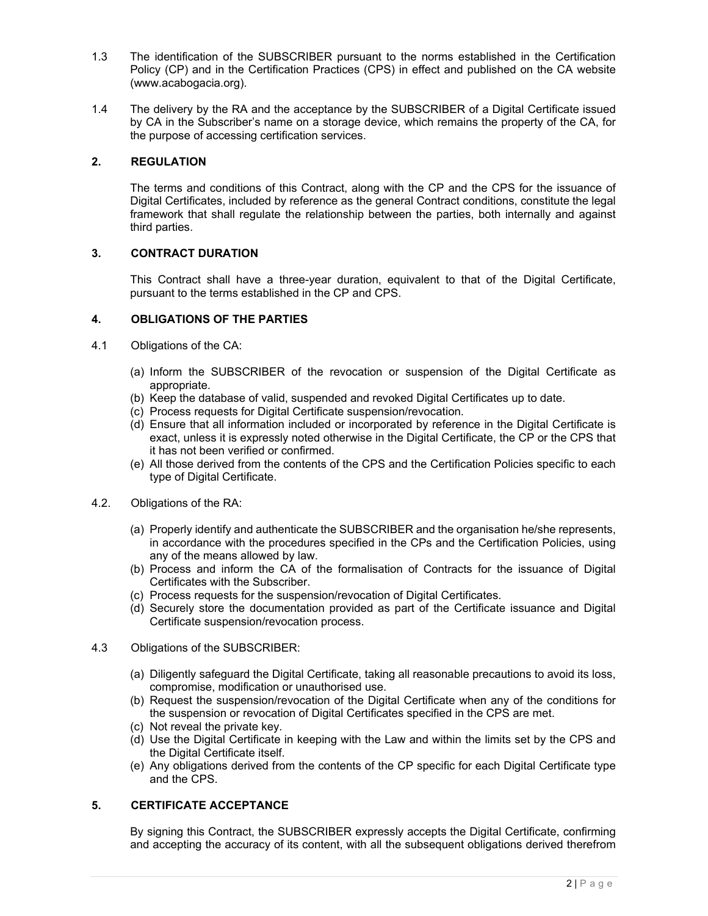1.3 The identification of the SUBSCRIBER pursuant to the norms established in the Certification Policy (CP) and in the Certification Practices (CPS) in effect and published on the CA website (www.acabogacia.org).

1.4 The delivery by the RA and the acceptance by the SUBSCRIBER of a Digital Certificate issued by CA in the Subscriber's name on a storage device, which remains the property of the CA, for the purpose of accessing certification services.

## 2. REGULATION

The terms and conditions of this Contract, along with the CP and the CPS for the issuance of Digital Certificates, included by reference as the general Contract conditions, constitute the legal framework that shall regulate the relationship between the parties, both internally and against third parties.

## 3. CONTRACT DURATION

This Contract shall have a three-year duration, equivalent to that of the Digital Certificate, pursuant to the terms established in the CP and CPS.

## 4. OBLIGATIONS OF THE PARTIES

4.1 Obligations of the CA:

(a) Inform the SUBSCRIBER of the revocation or suspension of the Digital Certificate as appropriate.
(b) Keep the database of valid, suspended and revoked Digital Certificates up to date.
(c) Process requests for Digital Certificate suspension/revocation.
(d) Ensure that all information included or incorporated by reference in the Digital Certificate is exact, unless it is expressly noted otherwise in the Digital Certificate, the CP or the CPS that it has not been verified or confirmed.
(e) All those derived from the contents of the CPS and the Certification Policies specific to each type of Digital Certificate.

4.2. Obligations of the RA:

(a) Properly identify and authenticate the SUBSCRIBER and the organisation he/she represents, in accordance with the procedures specified in the CPs and the Certification Policies, using any of the means allowed by law.
(b) Process and inform the CA of the formalisation of Contracts for the issuance of Digital Certificates with the Subscriber.
(c) Process requests for the suspension/revocation of Digital Certificates.
(d) Securely store the documentation provided as part of the Certificate issuance and Digital Certificate suspension/revocation process.

4.3 Obligations of the SUBSCRIBER:

(a) Diligently safeguard the Digital Certificate, taking all reasonable precautions to avoid its loss, compromise, modification or unauthorised use.
(b) Request the suspension/revocation of the Digital Certificate when any of the conditions for the suspension or revocation of Digital Certificates specified in the CPS are met.
(c) Not reveal the private key.
(d) Use the Digital Certificate in keeping with the Law and within the limits set by the CPS and the Digital Certificate itself.
(e) Any obligations derived from the contents of the CP specific for each Digital Certificate type and the CPS.

## 5. CERTIFICATE ACCEPTANCE

By signing this Contract, the SUBSCRIBER expressly accepts the Digital Certificate, confirming and accepting the accuracy of its content, with all the subsequent obligations derived therefrom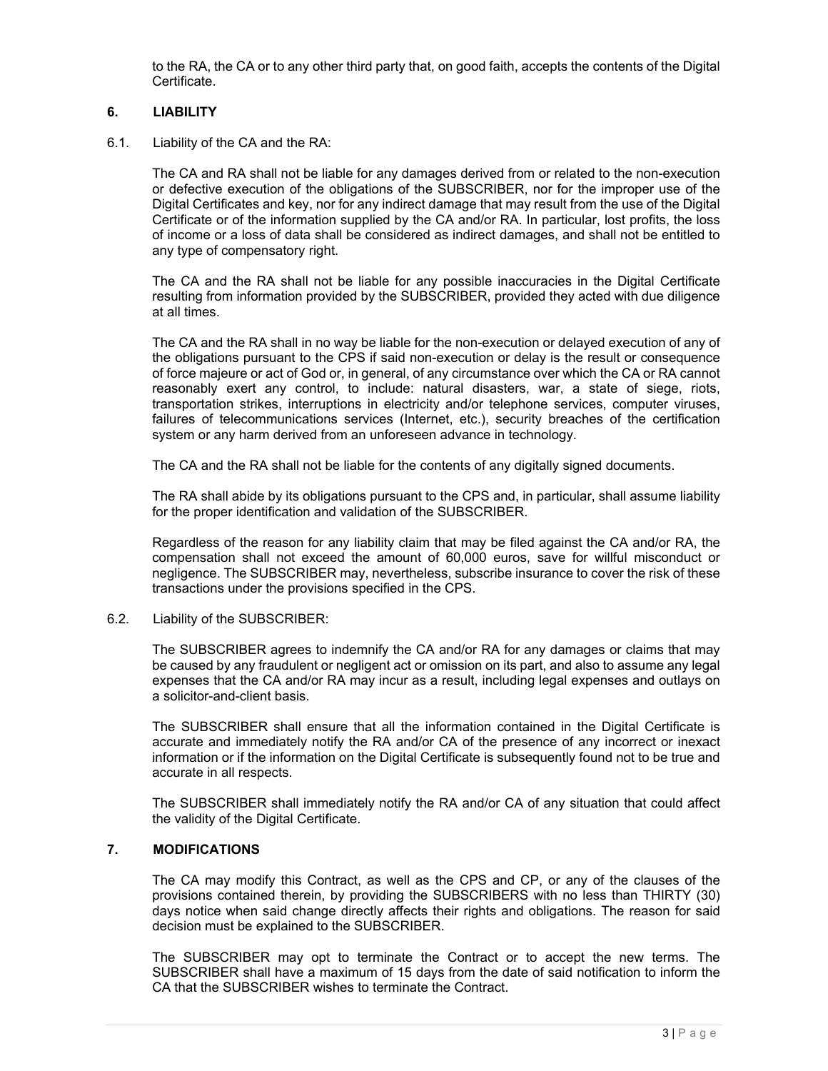to the RA, the CA or to any other third party that, on good faith, accepts the contents of the Digital Certificate.

## 6. LIABILITY

6.1. Liability of the CA and the RA:

The CA and RA shall not be liable for any damages derived from or related to the non-execution or defective execution of the obligations of the SUBSCRIBER, nor for the improper use of the Digital Certificates and key, nor for any indirect damage that may result from the use of the Digital Certificate or of the information supplied by the CA and/or RA. In particular, lost profits, the loss of income or a loss of data shall be considered as indirect damages, and shall not be entitled to any type of compensatory right.

The CA and the RA shall not be liable for any possible inaccuracies in the Digital Certificate resulting from information provided by the SUBSCRIBER, provided they acted with due diligence at all times.

The CA and the RA shall in no way be liable for the non-execution or delayed execution of any of the obligations pursuant to the CPS if said non-execution or delay is the result or consequence of force majeure or act of God or, in general, of any circumstance over which the CA or RA cannot reasonably exert any control, to include: natural disasters, war, a state of siege, riots, transportation strikes, interruptions in electricity and/or telephone services, computer viruses, failures of telecommunications services (Internet, etc.), security breaches of the certification system or any harm derived from an unforeseen advance in technology.

The CA and the RA shall not be liable for the contents of any digitally signed documents.

The RA shall abide by its obligations pursuant to the CPS and, in particular, shall assume liability for the proper identification and validation of the SUBSCRIBER.

Regardless of the reason for any liability claim that may be filed against the CA and/or RA, the compensation shall not exceed the amount of 60,000 euros, save for willful misconduct or negligence. The SUBSCRIBER may, nevertheless, subscribe insurance to cover the risk of these transactions under the provisions specified in the CPS.

6.2. Liability of the SUBSCRIBER:

The SUBSCRIBER agrees to indemnify the CA and/or RA for any damages or claims that may be caused by any fraudulent or negligent act or omission on its part, and also to assume any legal expenses that the CA and/or RA may incur as a result, including legal expenses and outlays on a solicitor-and-client basis.

The SUBSCRIBER shall ensure that all the information contained in the Digital Certificate is accurate and immediately notify the RA and/or CA of the presence of any incorrect or inexact information or if the information on the Digital Certificate is subsequently found not to be true and accurate in all respects.

The SUBSCRIBER shall immediately notify the RA and/or CA of any situation that could affect the validity of the Digital Certificate.

## 7. MODIFICATIONS

The CA may modify this Contract, as well as the CPS and CP, or any of the clauses of the provisions contained therein, by providing the SUBSCRIBERS with no less than THIRTY (30) days notice when said change directly affects their rights and obligations. The reason for said decision must be explained to the SUBSCRIBER.

The SUBSCRIBER may opt to terminate the Contract or to accept the new terms. The SUBSCRIBER shall have a maximum of 15 days from the date of said notification to inform the CA that the SUBSCRIBER wishes to terminate the Contract.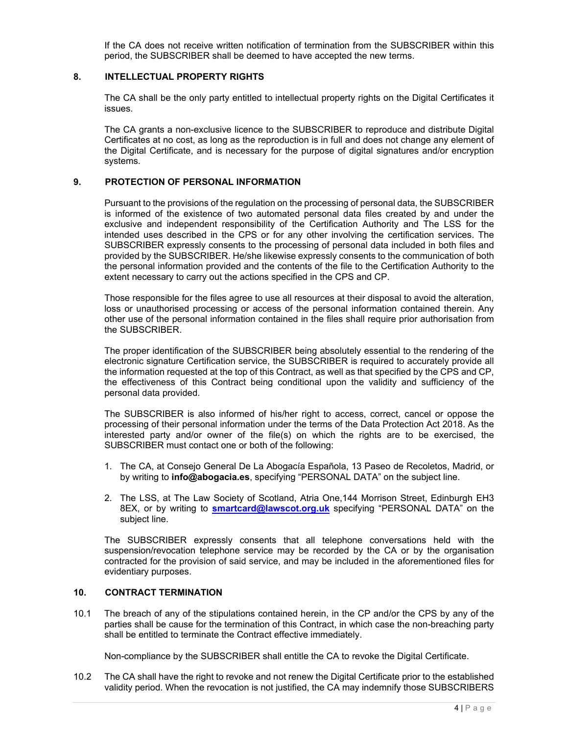If the CA does not receive written notification of termination from the SUBSCRIBER within this period, the SUBSCRIBER shall be deemed to have accepted the new terms.

## 8. INTELLECTUAL PROPERTY RIGHTS

The CA shall be the only party entitled to intellectual property rights on the Digital Certificates it issues.

The CA grants a non-exclusive licence to the SUBSCRIBER to reproduce and distribute Digital Certificates at no cost, as long as the reproduction is in full and does not change any element of the Digital Certificate, and is necessary for the purpose of digital signatures and/or encryption systems.

## 9. PROTECTION OF PERSONAL INFORMATION

Pursuant to the provisions of the regulation on the processing of personal data, the SUBSCRIBER is informed of the existence of two automated personal data files created by and under the exclusive and independent responsibility of the Certification Authority and The LSS for the intended uses described in the CPS or for any other involving the certification services. The SUBSCRIBER expressly consents to the processing of personal data included in both files and provided by the SUBSCRIBER. He/she likewise expressly consents to the communication of both the personal information provided and the contents of the file to the Certification Authority to the extent necessary to carry out the actions specified in the CPS and CP.

Those responsible for the files agree to use all resources at their disposal to avoid the alteration, loss or unauthorised processing or access of the personal information contained therein. Any other use of the personal information contained in the files shall require prior authorisation from the SUBSCRIBER.

The proper identification of the SUBSCRIBER being absolutely essential to the rendering of the electronic signature Certification service, the SUBSCRIBER is required to accurately provide all the information requested at the top of this Contract, as well as that specified by the CPS and CP, the effectiveness of this Contract being conditional upon the validity and sufficiency of the personal data provided.

The SUBSCRIBER is also informed of his/her right to access, correct, cancel or oppose the processing of their personal information under the terms of the Data Protection Act 2018. As the interested party and/or owner of the file(s) on which the rights are to be exercised, the SUBSCRIBER must contact one or both of the following:

1. The CA, at Consejo General De La Abogacía Española, 13 Paseo de Recoletos, Madrid, or by writing to **info@abogacia.es**, specifying "PERSONAL DATA" on the subject line.
2. The LSS, at The Law Society of Scotland, Atria One,144 Morrison Street, Edinburgh EH3 8EX, or by writing to **smartcard@lawscot.org.uk** specifying "PERSONAL DATA" on the subject line.

The SUBSCRIBER expressly consents that all telephone conversations held with the suspension/revocation telephone service may be recorded by the CA or by the organisation contracted for the provision of said service, and may be included in the aforementioned files for evidentiary purposes.

## 10. CONTRACT TERMINATION

10.1 The breach of any of the stipulations contained herein, in the CP and/or the CPS by any of the parties shall be cause for the termination of this Contract, in which case the non-breaching party shall be entitled to terminate the Contract effective immediately.

Non-compliance by the SUBSCRIBER shall entitle the CA to revoke the Digital Certificate.

10.2 The CA shall have the right to revoke and not renew the Digital Certificate prior to the established validity period. When the revocation is not justified, the CA may indemnify those SUBSCRIBERS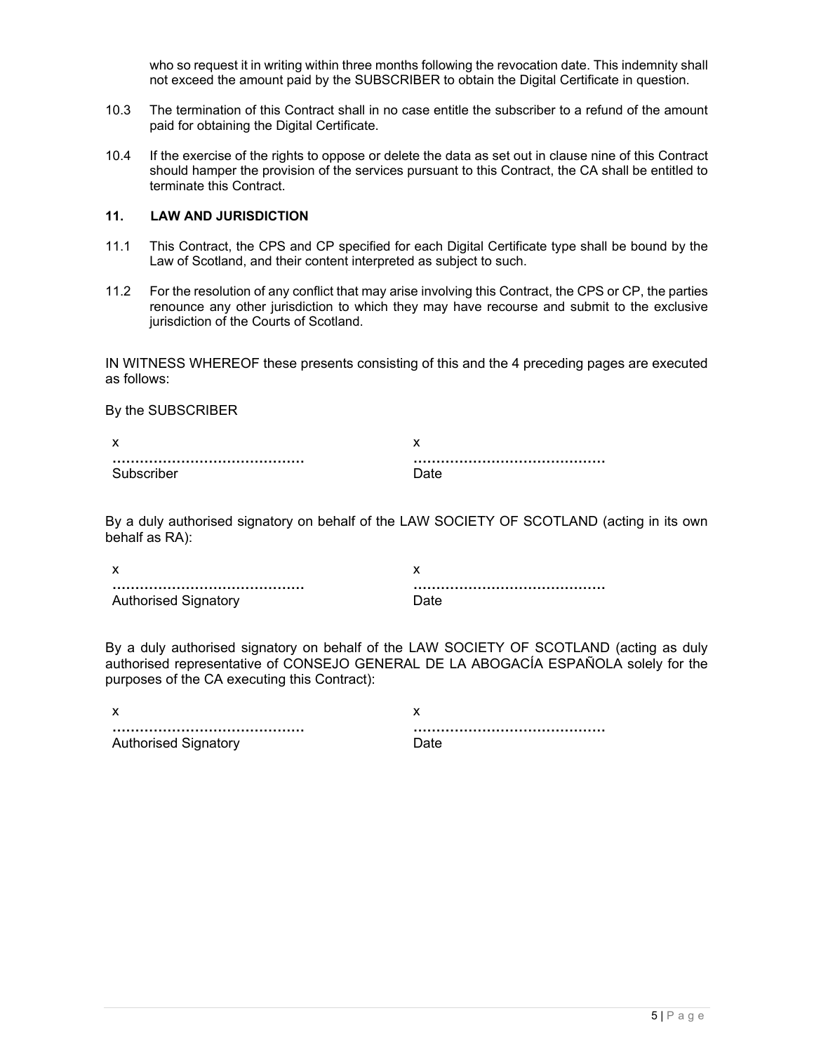who so request it in writing within three months following the revocation date. This indemnity shall not exceed the amount paid by the SUBSCRIBER to obtain the Digital Certificate in question.

10.3 The termination of this Contract shall in no case entitle the subscriber to a refund of the amount paid for obtaining the Digital Certificate.

10.4 If the exercise of the rights to oppose or delete the data as set out in clause nine of this Contract should hamper the provision of the services pursuant to this Contract, the CA shall be entitled to terminate this Contract.

### 11. LAW AND JURISDICTION

11.1 This Contract, the CPS and CP specified for each Digital Certificate type shall be bound by the Law of Scotland, and their content interpreted as subject to such.

11.2 For the resolution of any conflict that may arise involving this Contract, the CPS or CP, the parties renounce any other jurisdiction to which they may have recourse and submit to the exclusive jurisdiction of the Courts of Scotland.

IN WITNESS WHEREOF these presents consisting of this and the 4 preceding pages are executed as follows:

By the SUBSCRIBER

| | |
|---|---|
| x ………………………………… | x ………………………………… |
| Subscriber | Date |

By a duly authorised signatory on behalf of the LAW SOCIETY OF SCOTLAND (acting in its own behalf as RA):

| | |
|---|---|
| x ………………………………… | x ………………………………… |
| Authorised Signatory | Date |

By a duly authorised signatory on behalf of the LAW SOCIETY OF SCOTLAND (acting as duly authorised representative of CONSEJO GENERAL DE LA ABOGACÍA ESPAÑOLA solely for the purposes of the CA executing this Contract):

| | |
|---|---|
| x ………………………………… | x ………………………………… |
| Authorised Signatory | Date |